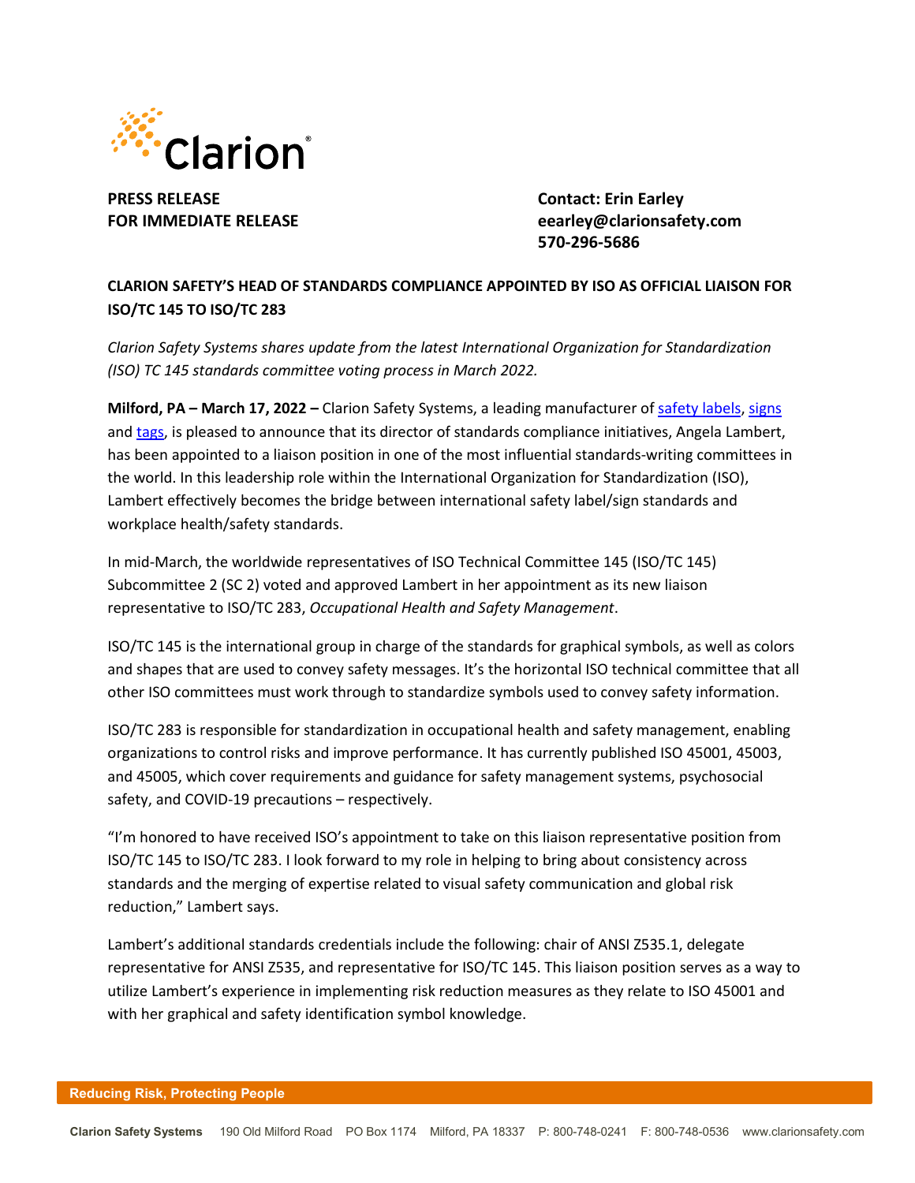Clarion

**PRESS RELEASE**
**FOR IMMEDIATE RELEASE**

**Contact: Erin Earley**
**eearley@clarionsafety.com**
**570-296-5686**

## CLARION SAFETY'S HEAD OF STANDARDS COMPLIANCE APPOINTED BY ISO AS OFFICIAL LIAISON FOR ISO/TC 145 TO ISO/TC 283

*Clarion Safety Systems shares update from the latest International Organization for Standardization (ISO) TC 145 standards committee voting process in March 2022.*

**Milford, PA – March 17, 2022 –** Clarion Safety Systems, a leading manufacturer of safety labels, signs and tags, is pleased to announce that its director of standards compliance initiatives, Angela Lambert, has been appointed to a liaison position in one of the most influential standards-writing committees in the world. In this leadership role within the International Organization for Standardization (ISO), Lambert effectively becomes the bridge between international safety label/sign standards and workplace health/safety standards.

In mid-March, the worldwide representatives of ISO Technical Committee 145 (ISO/TC 145) Subcommittee 2 (SC 2) voted and approved Lambert in her appointment as its new liaison representative to ISO/TC 283, *Occupational Health and Safety Management*.

ISO/TC 145 is the international group in charge of the standards for graphical symbols, as well as colors and shapes that are used to convey safety messages. It's the horizontal ISO technical committee that all other ISO committees must work through to standardize symbols used to convey safety information.

ISO/TC 283 is responsible for standardization in occupational health and safety management, enabling organizations to control risks and improve performance. It has currently published ISO 45001, 45003, and 45005, which cover requirements and guidance for safety management systems, psychosocial safety, and COVID-19 precautions – respectively.

"I'm honored to have received ISO's appointment to take on this liaison representative position from ISO/TC 145 to ISO/TC 283. I look forward to my role in helping to bring about consistency across standards and the merging of expertise related to visual safety communication and global risk reduction," Lambert says.

Lambert's additional standards credentials include the following: chair of ANSI Z535.1, delegate representative for ANSI Z535, and representative for ISO/TC 145. This liaison position serves as a way to utilize Lambert's experience in implementing risk reduction measures as they relate to ISO 45001 and with her graphical and safety identification symbol knowledge.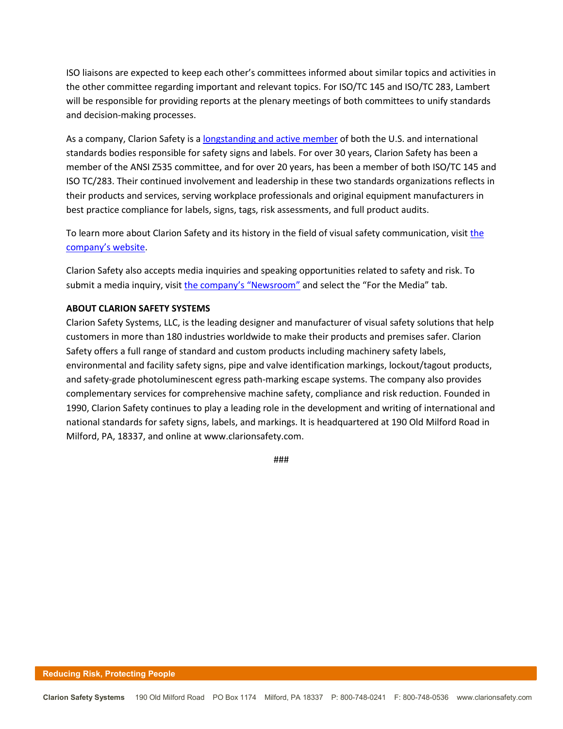ISO liaisons are expected to keep each other's committees informed about similar topics and activities in the other committee regarding important and relevant topics. For ISO/TC 145 and ISO/TC 283, Lambert will be responsible for providing reports at the plenary meetings of both committees to unify standards and decision-making processes.

As a company, Clarion Safety is a longstanding and active member of both the U.S. and international standards bodies responsible for safety signs and labels. For over 30 years, Clarion Safety has been a member of the ANSI Z535 committee, and for over 20 years, has been a member of both ISO/TC 145 and ISO TC/283. Their continued involvement and leadership in these two standards organizations reflects in their products and services, serving workplace professionals and original equipment manufacturers in best practice compliance for labels, signs, tags, risk assessments, and full product audits.

To learn more about Clarion Safety and its history in the field of visual safety communication, visit the company's website.

Clarion Safety also accepts media inquiries and speaking opportunities related to safety and risk. To submit a media inquiry, visit the company's "Newsroom" and select the "For the Media" tab.

**ABOUT CLARION SAFETY SYSTEMS**

Clarion Safety Systems, LLC, is the leading designer and manufacturer of visual safety solutions that help customers in more than 180 industries worldwide to make their products and premises safer. Clarion Safety offers a full range of standard and custom products including machinery safety labels, environmental and facility safety signs, pipe and valve identification markings, lockout/tagout products, and safety-grade photoluminescent egress path-marking escape systems. The company also provides complementary services for comprehensive machine safety, compliance and risk reduction. Founded in 1990, Clarion Safety continues to play a leading role in the development and writing of international and national standards for safety signs, labels, and markings. It is headquartered at 190 Old Milford Road in Milford, PA, 18337, and online at www.clarionsafety.com.

###